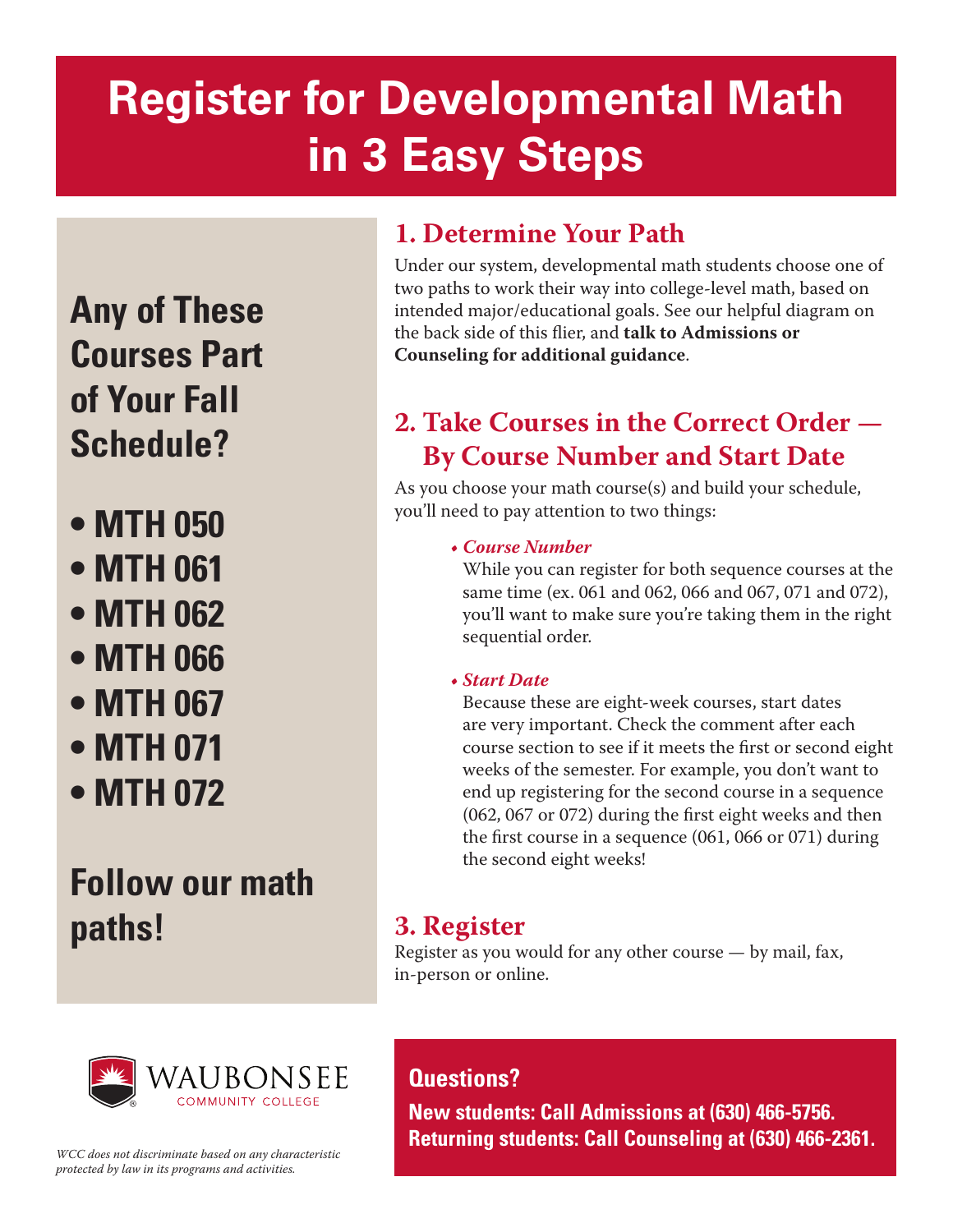# Register for Developmental Math in 3 Easy Steps

## Any of These Courses Part of Your Fall Schedule?

- **MTH 050**
- **MTH 061**
- **MTH 062**
- **MTH 066**
- **MTH 067**
- **MTH 071**
- **MTH 072**

## Follow our math paths!

## 1. Determine Your Path

Under our system, developmental math students choose one of two paths to work their way into college-level math, based on intended major/educational goals. See our helpful diagram on the back side of this flier, and **talk to Admissions or Counseling for additional guidance**.

## 2. Take Courses in the Correct Order — By Course Number and Start Date

As you choose your math course(s) and build your schedule, you'll need to pay attention to two things:

- ***Course Number***
  While you can register for both sequence courses at the same time (ex. 061 and 062, 066 and 067, 071 and 072), you'll want to make sure you're taking them in the right sequential order.

- ***Start Date***
  Because these are eight-week courses, start dates are very important. Check the comment after each course section to see if it meets the first or second eight weeks of the semester. For example, you don't want to end up registering for the second course in a sequence (062, 067 or 072) during the first eight weeks and then the first course in a sequence (061, 066 or 071) during the second eight weeks!

## 3. Register

Register as you would for any other course — by mail, fax, in-person or online.

WAUBONSEE COMMUNITY COLLEGE

*WCC does not discriminate based on any characteristic protected by law in its programs and activities.*

**Questions?**

**New students: Call Admissions at (630) 466-5756.**
**Returning students: Call Counseling at (630) 466-2361.**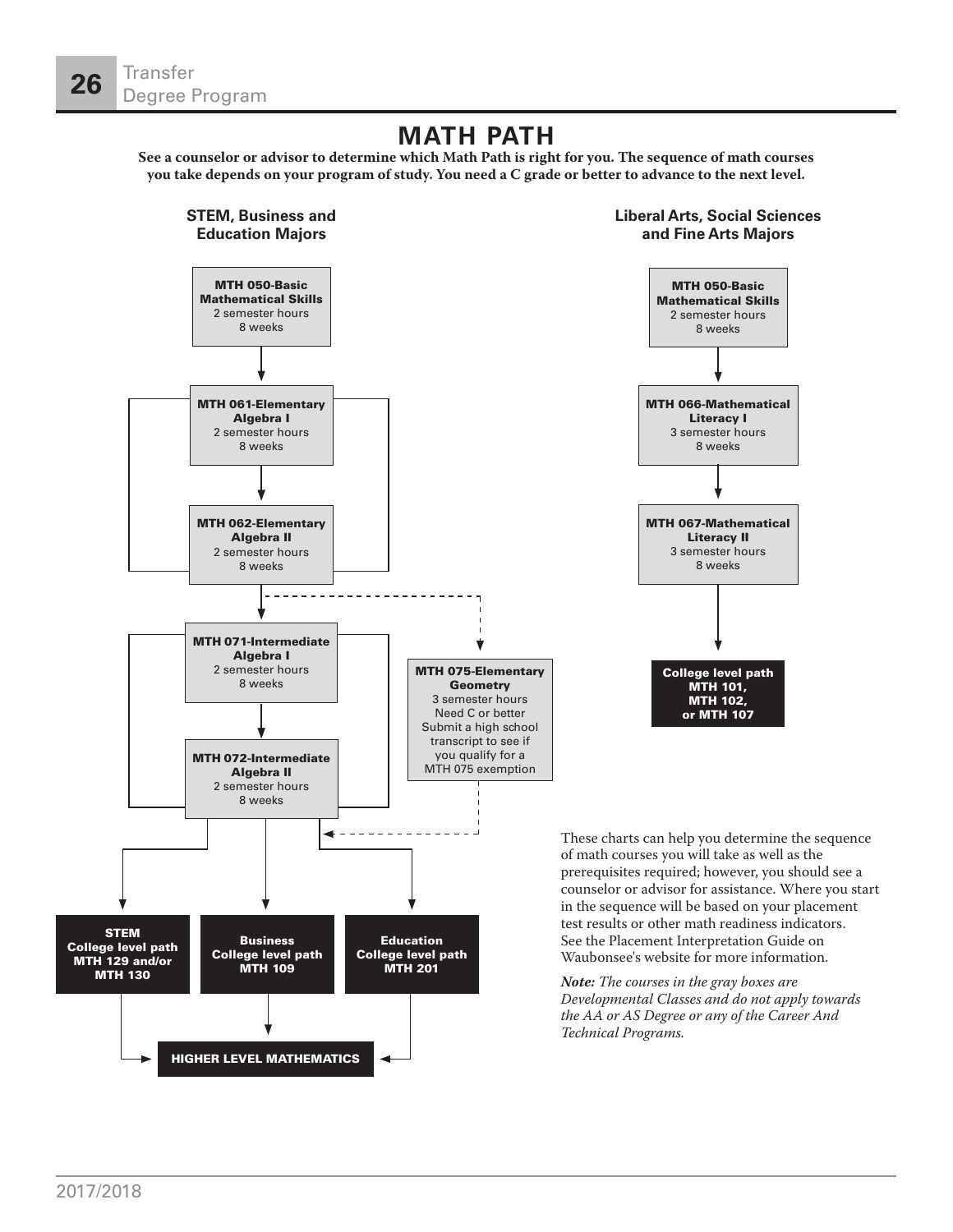# MATH PATH

**See a counselor or advisor to determine which Math Path is right for you. The sequence of math courses you take depends on your program of study. You need a C grade or better to advance to the next level.**

### STEM, Business and Education Majors

**MTH 050-Basic Mathematical Skills**
2 semester hours
8 weeks

**MTH 061-Elementary Algebra I**
2 semester hours
8 weeks

**MTH 062-Elementary Algebra II**
2 semester hours
8 weeks

**MTH 071-Intermediate Algebra I**
2 semester hours
8 weeks

**MTH 072-Intermediate Algebra II**
2 semester hours
8 weeks

**MTH 075-Elementary Geometry**
3 semester hours
Need C or better
Submit a high school transcript to see if you qualify for a MTH 075 exemption

**STEM College level path MTH 129 and/or MTH 130**

**Business College level path MTH 109**

**Education College level path MTH 201**

**HIGHER LEVEL MATHEMATICS**

### Liberal Arts, Social Sciences and Fine Arts Majors

**MTH 050-Basic Mathematical Skills**
2 semester hours
8 weeks

**MTH 066-Mathematical Literacy I**
3 semester hours
8 weeks

**MTH 067-Mathematical Literacy II**
3 semester hours
8 weeks

**College level path MTH 101, MTH 102, or MTH 107**

These charts can help you determine the sequence of math courses you will take as well as the prerequisites required; however, you should see a counselor or advisor for assistance. Where you start in the sequence will be based on your placement test results or other math readiness indicators. See the Placement Interpretation Guide on Waubonsee's website for more information.

***Note:*** *The courses in the gray boxes are Developmental Classes and do not apply towards the AA or AS Degree or any of the Career And Technical Programs.*